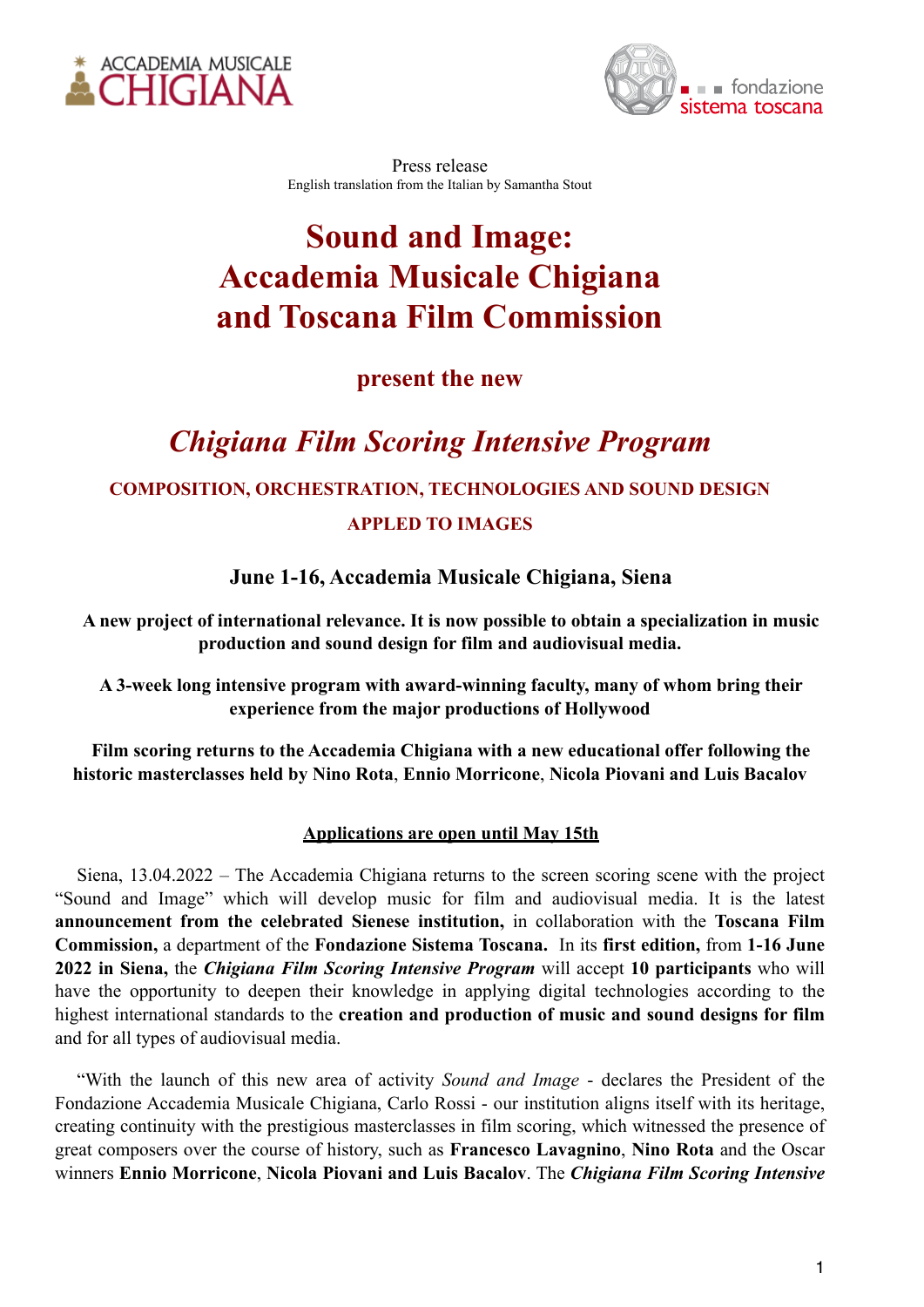ACCADEMIA MUSICALE CHIGIANA

fondazione sistema toscana

Press release
English translation from the Italian by Samantha Stout

# Sound and Image: Accademia Musicale Chigiana and Toscana Film Commission

## present the new

# *Chigiana Film Scoring Intensive Program*

### COMPOSITION, ORCHESTRATION, TECHNOLOGIES AND SOUND DESIGN APPLED TO IMAGES

### June 1-16, Accademia Musicale Chigiana, Siena

**A new project of international relevance. It is now possible to obtain a specialization in music production and sound design for film and audiovisual media.**

**A 3-week long intensive program with award-winning faculty, many of whom bring their experience from the major productions of Hollywood**

**Film scoring returns to the Accademia Chigiana with a new educational offer following the historic masterclasses held by Nino Rota, Ennio Morricone, Nicola Piovani and Luis Bacalov**

**Applications are open until May 15th**

Siena, 13.04.2022 – The Accademia Chigiana returns to the screen scoring scene with the project "Sound and Image" which will develop music for film and audiovisual media. It is the latest **announcement from the celebrated Sienese institution,** in collaboration with the **Toscana Film Commission,** a department of the **Fondazione Sistema Toscana.** In its **first edition,** from **1-16 June 2022 in Siena,** the ***Chigiana Film Scoring Intensive Program*** will accept **10 participants** who will have the opportunity to deepen their knowledge in applying digital technologies according to the highest international standards to the **creation and production of music and sound designs for film** and for all types of audiovisual media.

"With the launch of this new area of activity *Sound and Image* - declares the President of the Fondazione Accademia Musicale Chigiana, Carlo Rossi - our institution aligns itself with its heritage, creating continuity with the prestigious masterclasses in film scoring, which witnessed the presence of great composers over the course of history, such as **Francesco Lavagnino**, **Nino Rota** and the Oscar winners **Ennio Morricone**, **Nicola Piovani and Luis Bacalov**. The ***Chigiana Film Scoring Intensive***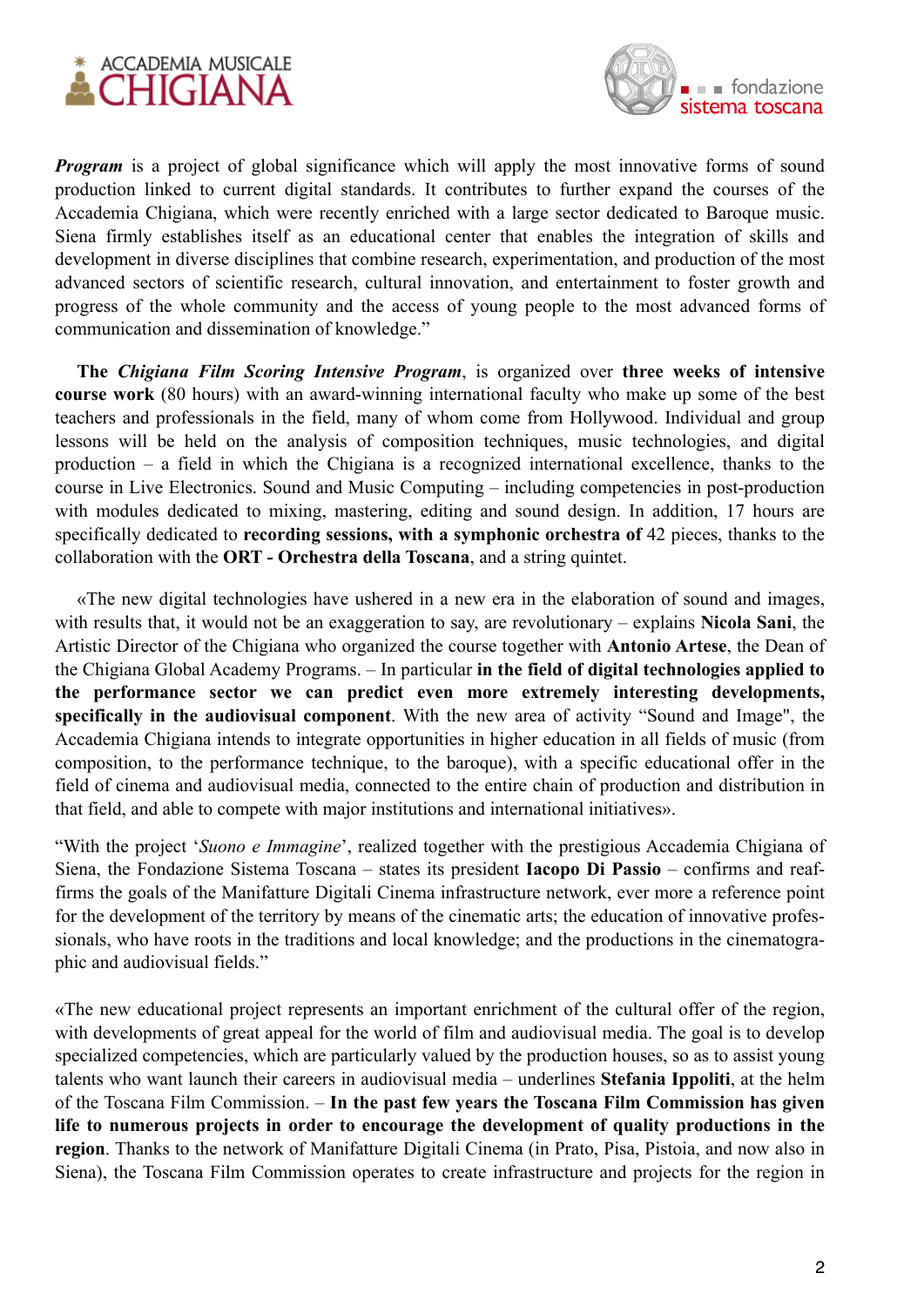***Program*** is a project of global significance which will apply the most innovative forms of sound production linked to current digital standards. It contributes to further expand the courses of the Accademia Chigiana, which were recently enriched with a large sector dedicated to Baroque music. Siena firmly establishes itself as an educational center that enables the integration of skills and development in diverse disciplines that combine research, experimentation, and production of the most advanced sectors of scientific research, cultural innovation, and entertainment to foster growth and progress of the whole community and the access of young people to the most advanced forms of communication and dissemination of knowledge."

**The *Chigiana Film Scoring Intensive Program***, is organized over **three weeks of intensive course work** (80 hours) with an award-winning international faculty who make up some of the best teachers and professionals in the field, many of whom come from Hollywood. Individual and group lessons will be held on the analysis of composition techniques, music technologies, and digital production – a field in which the Chigiana is a recognized international excellence, thanks to the course in Live Electronics. Sound and Music Computing – including competencies in post-production with modules dedicated to mixing, mastering, editing and sound design. In addition, 17 hours are specifically dedicated to **recording sessions, with a symphonic orchestra of** 42 pieces, thanks to the collaboration with the **ORT - Orchestra della Toscana**, and a string quintet.

«The new digital technologies have ushered in a new era in the elaboration of sound and images, with results that, it would not be an exaggeration to say, are revolutionary – explains **Nicola Sani**, the Artistic Director of the Chigiana who organized the course together with **Antonio Artese**, the Dean of the Chigiana Global Academy Programs. – In particular **in the field of digital technologies applied to the performance sector we can predict even more extremely interesting developments, specifically in the audiovisual component**. With the new area of activity "Sound and Image", the Accademia Chigiana intends to integrate opportunities in higher education in all fields of music (from composition, to the performance technique, to the baroque), with a specific educational offer in the field of cinema and audiovisual media, connected to the entire chain of production and distribution in that field, and able to compete with major institutions and international initiatives».

"With the project '*Suono e Immagine*', realized together with the prestigious Accademia Chigiana of Siena, the Fondazione Sistema Toscana – states its president **Iacopo Di Passio** – confirms and reaffirms the goals of the Manifatture Digitali Cinema infrastructure network, ever more a reference point for the development of the territory by means of the cinematic arts; the education of innovative professionals, who have roots in the traditions and local knowledge; and the productions in the cinematographic and audiovisual fields."

«The new educational project represents an important enrichment of the cultural offer of the region, with developments of great appeal for the world of film and audiovisual media. The goal is to develop specialized competencies, which are particularly valued by the production houses, so as to assist young talents who want launch their careers in audiovisual media – underlines **Stefania Ippoliti**, at the helm of the Toscana Film Commission. – **In the past few years the Toscana Film Commission has given life to numerous projects in order to encourage the development of quality productions in the region**. Thanks to the network of Manifatture Digitali Cinema (in Prato, Pisa, Pistoia, and now also in Siena), the Toscana Film Commission operates to create infrastructure and projects for the region in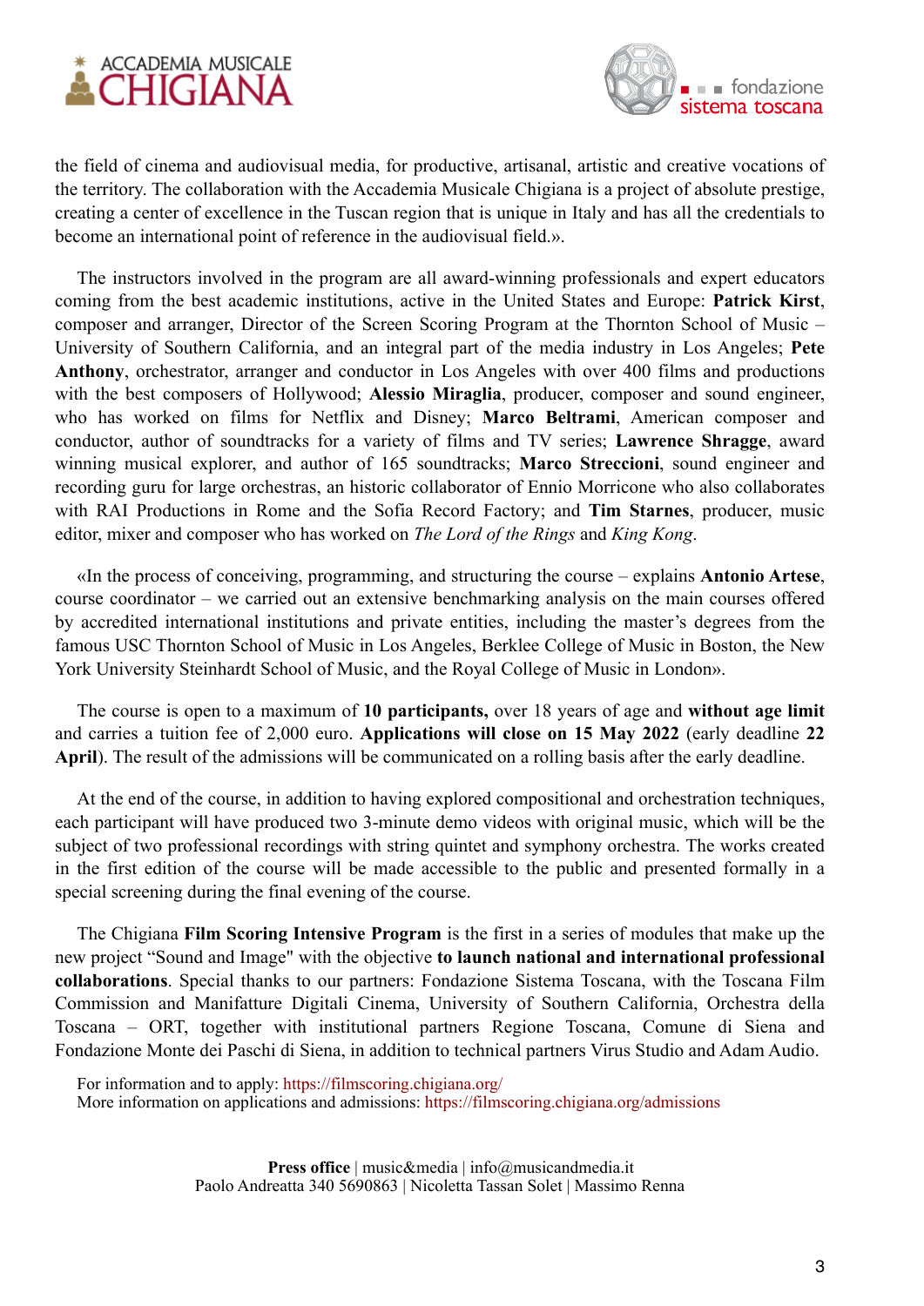the field of cinema and audiovisual media, for productive, artisanal, artistic and creative vocations of the territory. The collaboration with the Accademia Musicale Chigiana is a project of absolute prestige, creating a center of excellence in the Tuscan region that is unique in Italy and has all the credentials to become an international point of reference in the audiovisual field.».

The instructors involved in the program are all award-winning professionals and expert educators coming from the best academic institutions, active in the United States and Europe: **Patrick Kirst**, composer and arranger, Director of the Screen Scoring Program at the Thornton School of Music – University of Southern California, and an integral part of the media industry in Los Angeles; **Pete Anthony**, orchestrator, arranger and conductor in Los Angeles with over 400 films and productions with the best composers of Hollywood; **Alessio Miraglia**, producer, composer and sound engineer, who has worked on films for Netflix and Disney; **Marco Beltrami**, American composer and conductor, author of soundtracks for a variety of films and TV series; **Lawrence Shragge**, award winning musical explorer, and author of 165 soundtracks; **Marco Streccioni**, sound engineer and recording guru for large orchestras, an historic collaborator of Ennio Morricone who also collaborates with RAI Productions in Rome and the Sofia Record Factory; and **Tim Starnes**, producer, music editor, mixer and composer who has worked on *The Lord of the Rings* and *King Kong*.

«In the process of conceiving, programming, and structuring the course – explains **Antonio Artese**, course coordinator – we carried out an extensive benchmarking analysis on the main courses offered by accredited international institutions and private entities, including the master's degrees from the famous USC Thornton School of Music in Los Angeles, Berklee College of Music in Boston, the New York University Steinhardt School of Music, and the Royal College of Music in London».

The course is open to a maximum of **10 participants,** over 18 years of age and **without age limit** and carries a tuition fee of 2,000 euro. **Applications will close on 15 May 2022** (early deadline **22 April**). The result of the admissions will be communicated on a rolling basis after the early deadline.

At the end of the course, in addition to having explored compositional and orchestration techniques, each participant will have produced two 3-minute demo videos with original music, which will be the subject of two professional recordings with string quintet and symphony orchestra. The works created in the first edition of the course will be made accessible to the public and presented formally in a special screening during the final evening of the course.

The Chigiana **Film Scoring Intensive Program** is the first in a series of modules that make up the new project "Sound and Image" with the objective **to launch national and international professional collaborations**. Special thanks to our partners: Fondazione Sistema Toscana, with the Toscana Film Commission and Manifatture Digitali Cinema, University of Southern California, Orchestra della Toscana – ORT, together with institutional partners Regione Toscana, Comune di Siena and Fondazione Monte dei Paschi di Siena, in addition to technical partners Virus Studio and Adam Audio.

For information and to apply: https://filmscoring.chigiana.org/
More information on applications and admissions: https://filmscoring.chigiana.org/admissions

**Press office** | music&media | info@musicandmedia.it
Paolo Andreatta 340 5690863 | Nicoletta Tassan Solet | Massimo Renna